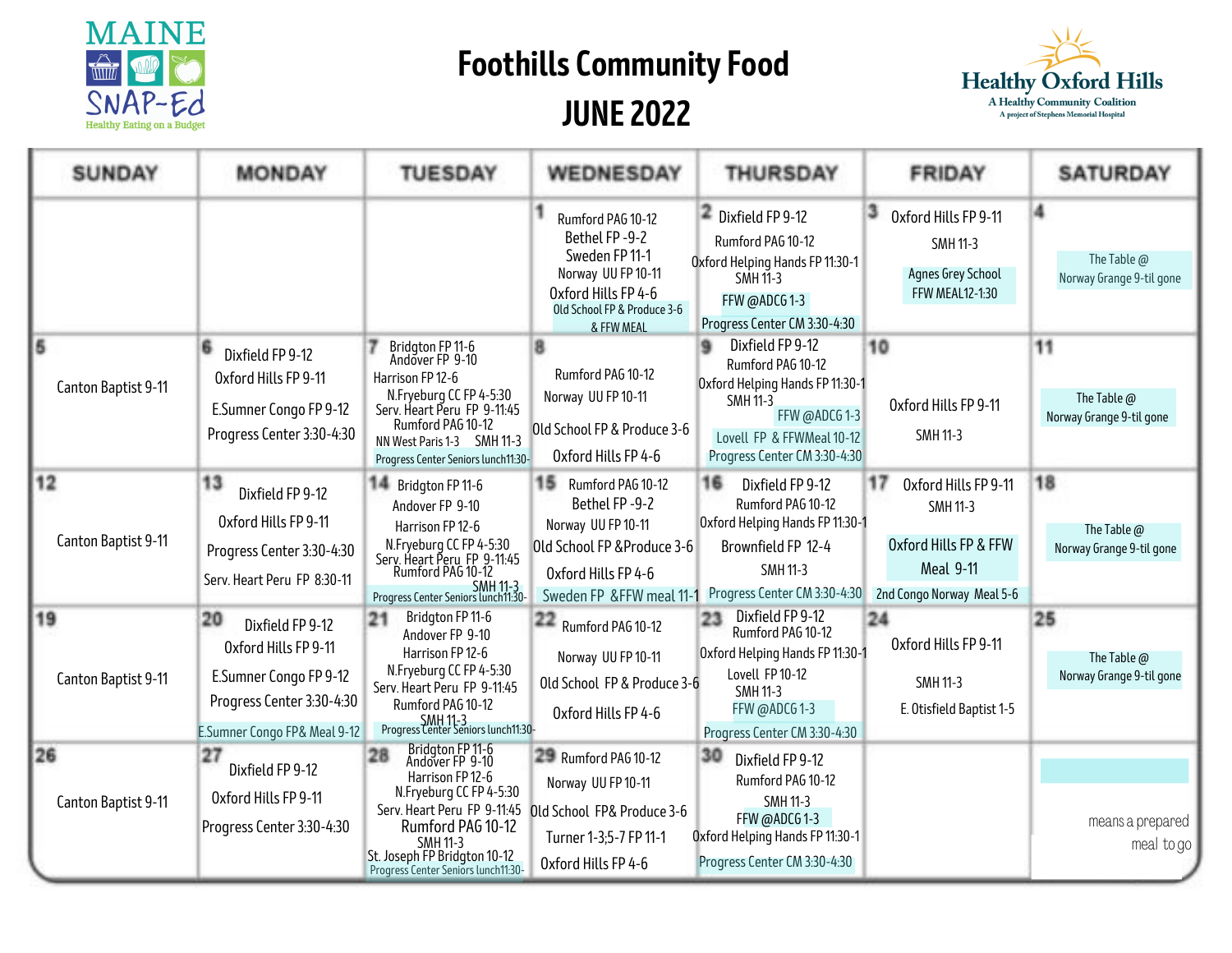MAINE SNAP-Ed
Healthy Eating on a Budget

# Foothills Community Food
# JUNE 2022

Healthy Oxford Hills
A Healthy Community Coalition
A project of Stephens Memorial Hospital

| SUNDAY | MONDAY | TUESDAY | WEDNESDAY | THURSDAY | FRIDAY | SATURDAY |
|---|---|---|---|---|---|---|
| | | | 1<br>Rumford PAG 10-12<br>Bethel FP -9-2<br>Sweden FP 11-1<br>Norway UU FP 10-11<br>Oxford Hills FP 4-6<br>Old School FP & Produce 3-6 & FFW MEAL | 2<br>Dixfield FP 9-12<br>Rumford PAG 10-12<br>Oxford Helping Hands FP 11:30-1<br>SMH 11-3<br>FFW @ADCG 1-3<br>Progress Center CM 3:30-4:30 | 3<br>Oxford Hills FP 9-11<br>SMH 11-3<br>Agnes Grey School FFW MEAL12-1:30 | 4<br>The Table @ Norway Grange 9-til gone |
| 5<br>Canton Baptist 9-11 | 6<br>Dixfield FP 9-12<br>Oxford Hills FP 9-11<br>E.Sumner Congo FP 9-12<br>Progress Center 3:30-4:30 | 7<br>Bridgton FP 11-6<br>Andover FP 9-10<br>Harrison FP 12-6<br>N.Fryeburg CC FP 4-5:30<br>Serv. Heart Peru FP 9-11:45<br>Rumford PAG 10-12<br>NN West Paris 1-3 SMH 11-3<br>Progress Center Seniors lunch11:30- | 8<br>Rumford PAG 10-12<br>Norway UU FP 10-11<br>Old School FP & Produce 3-6<br>Oxford Hills FP 4-6 | 9<br>Dixfield FP 9-12<br>Rumford PAG 10-12<br>Oxford Helping Hands FP 11:30-1<br>SMH 11-3<br>FFW @ADCG 1-3<br>Lovell FP & FFWMeal 10-12<br>Progress Center CM 3:30-4:30 | 10<br>Oxford Hills FP 9-11<br>SMH 11-3 | 11<br>The Table @ Norway Grange 9-til gone |
| 12<br>Canton Baptist 9-11 | 13<br>Dixfield FP 9-12<br>Oxford Hills FP 9-11<br>Progress Center 3:30-4:30<br>Serv. Heart Peru FP 8:30-11 | 14<br>Bridgton FP 11-6<br>Andover FP 9-10<br>Harrison FP 12-6<br>N.Fryeburg CC FP 4-5:30<br>Serv. Heart Peru FP 9-11:45<br>Rumford PAG 10-12<br>SMH 11-3<br>Progress Center Seniors lunch11:30- | 15<br>Rumford PAG 10-12<br>Bethel FP -9-2<br>Norway UU FP 10-11<br>Old School FP &Produce 3-6<br>Oxford Hills FP 4-6<br>Sweden FP &FFW meal 11-1 | 16<br>Dixfield FP 9-12<br>Rumford PAG 10-12<br>Oxford Helping Hands FP 11:30-1<br>Brownfield FP 12-4<br>SMH 11-3<br>Progress Center CM 3:30-4:30 | 17<br>Oxford Hills FP 9-11<br>SMH 11-3<br>Oxford Hills FP & FFW Meal 9-11<br>2nd Congo Norway Meal 5-6 | 18<br>The Table @ Norway Grange 9-til gone |
| 19<br>Canton Baptist 9-11 | 20<br>Dixfield FP 9-12<br>Oxford Hills FP 9-11<br>E.Sumner Congo FP 9-12<br>Progress Center 3:30-4:30<br>E.Sumner Congo FP& Meal 9-12 | 21<br>Bridgton FP 11-6<br>Andover FP 9-10<br>Harrison FP 12-6<br>N.Fryeburg CC FP 4-5:30<br>Serv. Heart Peru FP 9-11:45<br>Rumford PAG 10-12<br>SMH 11-3<br>Progress Center Seniors lunch11:30- | 22<br>Rumford PAG 10-12<br>Norway UU FP 10-11<br>Old School FP & Produce 3-6<br>Oxford Hills FP 4-6 | 23<br>Dixfield FP 9-12<br>Rumford PAG 10-12<br>Oxford Helping Hands FP 11:30-1<br>Lovell FP 10-12<br>SMH 11-3<br>FFW @ADCG 1-3<br>Progress Center CM 3:30-4:30 | 24<br>Oxford Hills FP 9-11<br>SMH 11-3<br>E. Otisfield Baptist 1-5 | 25<br>The Table @ Norway Grange 9-til gone |
| 26<br>Canton Baptist 9-11 | 27<br>Dixfield FP 9-12<br>Oxford Hills FP 9-11<br>Progress Center 3:30-4:30 | 28<br>Bridgton FP 11-6<br>Andover FP 9-10<br>Harrison FP 12-6<br>N.Fryeburg CC FP 4-5:30<br>Serv. Heart Peru FP 9-11:45<br>Rumford PAG 10-12<br>SMH 11-3<br>St. Joseph FP Bridgton 10-12<br>Progress Center Seniors lunch11:30- | 29<br>Rumford PAG 10-12<br>Norway UU FP 10-11<br>Old School FP& Produce 3-6<br>Turner 1-3;5-7 FP 11-1<br>Oxford Hills FP 4-6 | 30<br>Dixfield FP 9-12<br>Rumford PAG 10-12<br>SMH 11-3<br>FFW @ADCG 1-3<br>Oxford Helping Hands FP 11:30-1<br>Progress Center CM 3:30-4:30 | | (highlighted) means a prepared meal to go |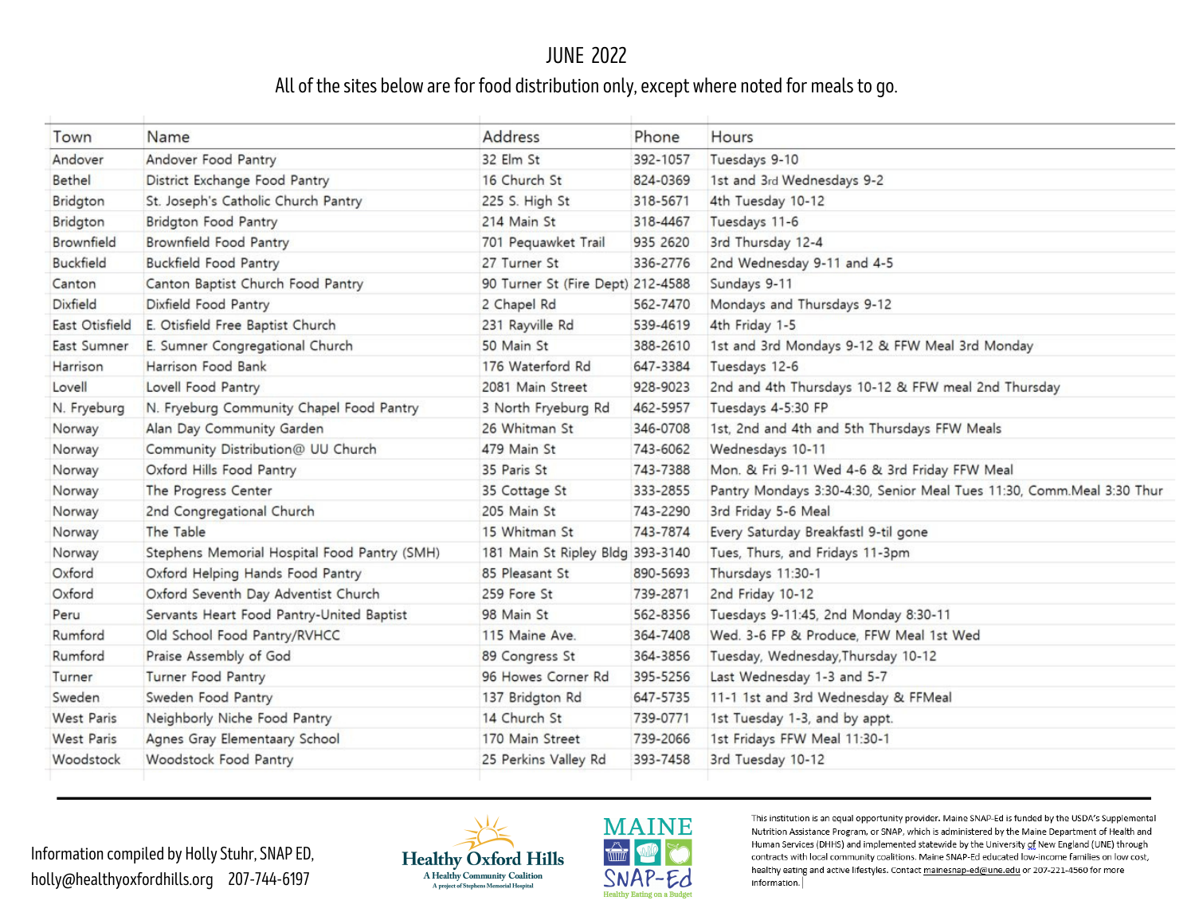# JUNE 2022

All of the sites below are for food distribution only, except where noted for meals to go.

| Town | Name | Address | Phone | Hours |
|---|---|---|---|---|
| Andover | Andover Food Pantry | 32 Elm St | 392-1057 | Tuesdays 9-10 |
| Bethel | District Exchange Food Pantry | 16 Church St | 824-0369 | 1st and 3rd Wednesdays 9-2 |
| Bridgton | St. Joseph's Catholic Church Pantry | 225 S. High St | 318-5671 | 4th Tuesday 10-12 |
| Bridgton | Bridgton Food Pantry | 214 Main St | 318-4467 | Tuesdays 11-6 |
| Brownfield | Brownfield Food Pantry | 701 Pequawket Trail | 935 2620 | 3rd Thursday 12-4 |
| Buckfield | Buckfield Food Pantry | 27 Turner St | 336-2776 | 2nd Wednesday 9-11 and 4-5 |
| Canton | Canton Baptist Church Food Pantry | 90 Turner St (Fire Dept) | 212-4588 | Sundays 9-11 |
| Dixfield | Dixfield Food Pantry | 2 Chapel Rd | 562-7470 | Mondays and Thursdays 9-12 |
| East Otisfield | E. Otisfield Free Baptist Church | 231 Rayville Rd | 539-4619 | 4th Friday 1-5 |
| East Sumner | E. Sumner Congregational Church | 50 Main St | 388-2610 | 1st and 3rd Mondays 9-12 & FFW Meal 3rd Monday |
| Harrison | Harrison Food Bank | 176 Waterford Rd | 647-3384 | Tuesdays 12-6 |
| Lovell | Lovell Food Pantry | 2081 Main Street | 928-9023 | 2nd and 4th Thursdays 10-12 & FFW meal 2nd Thursday |
| N. Fryeburg | N. Fryeburg Community Chapel Food Pantry | 3 North Fryeburg Rd | 462-5957 | Tuesdays 4-5:30 FP |
| Norway | Alan Day Community Garden | 26 Whitman St | 346-0708 | 1st, 2nd and 4th and 5th Thursdays FFW Meals |
| Norway | Community Distribution@ UU Church | 479 Main St | 743-6062 | Wednesdays 10-11 |
| Norway | Oxford Hills Food Pantry | 35 Paris St | 743-7388 | Mon. & Fri 9-11 Wed 4-6 & 3rd Friday FFW Meal |
| Norway | The Progress Center | 35 Cottage St | 333-2855 | Pantry Mondays 3:30-4:30, Senior Meal Tues 11:30, Comm.Meal 3:30 Thur |
| Norway | 2nd Congregational Church | 205 Main St | 743-2290 | 3rd Friday 5-6 Meal |
| Norway | The Table | 15 Whitman St | 743-7874 | Every Saturday Breakfastl 9-til gone |
| Norway | Stephens Memorial Hospital Food Pantry (SMH) | 181 Main St Ripley Bldg | 393-3140 | Tues, Thurs, and Fridays 11-3pm |
| Oxford | Oxford Helping Hands Food Pantry | 85 Pleasant St | 890-5693 | Thursdays 11:30-1 |
| Oxford | Oxford Seventh Day Adventist Church | 259 Fore St | 739-2871 | 2nd Friday 10-12 |
| Peru | Servants Heart Food Pantry-United Baptist | 98 Main St | 562-8356 | Tuesdays 9-11:45, 2nd Monday 8:30-11 |
| Rumford | Old School Food Pantry/RVHCC | 115 Maine Ave. | 364-7408 | Wed. 3-6 FP & Produce, FFW Meal 1st Wed |
| Rumford | Praise Assembly of God | 89 Congress St | 364-3856 | Tuesday, Wednesday,Thursday 10-12 |
| Turner | Turner Food Pantry | 96 Howes Corner Rd | 395-5256 | Last Wednesday 1-3 and 5-7 |
| Sweden | Sweden Food Pantry | 137 Bridgton Rd | 647-5735 | 11-1 1st and 3rd Wednesday & FFMeal |
| West Paris | Neighborly Niche Food Pantry | 14 Church St | 739-0771 | 1st Tuesday 1-3, and by appt. |
| West Paris | Agnes Gray Elementaary School | 170 Main Street | 739-2066 | 1st Fridays FFW Meal 11:30-1 |
| Woodstock | Woodstock Food Pantry | 25 Perkins Valley Rd | 393-7458 | 3rd Tuesday 10-12 |

Information compiled by Holly Stuhr, SNAP ED, holly@healthyoxfordhills.org 207-744-6197

Healthy Oxford Hills
A Healthy Community Coalition
A project of Stephens Memorial Hospital

MAINE SNAP-Ed
Healthy Eating on a Budget

This institution is an equal opportunity provider. Maine SNAP-Ed is funded by the USDA's Supplemental Nutrition Assistance Program, or SNAP, which is administered by the Maine Department of Health and Human Services (DHHS) and implemented statewide by the University of New England (UNE) through contracts with local community coalitions. Maine SNAP-Ed educated low-income families on low cost, healthy eating and active lifestyles. Contact mainesnap-ed@une.edu or 207-221-4560 for more information.